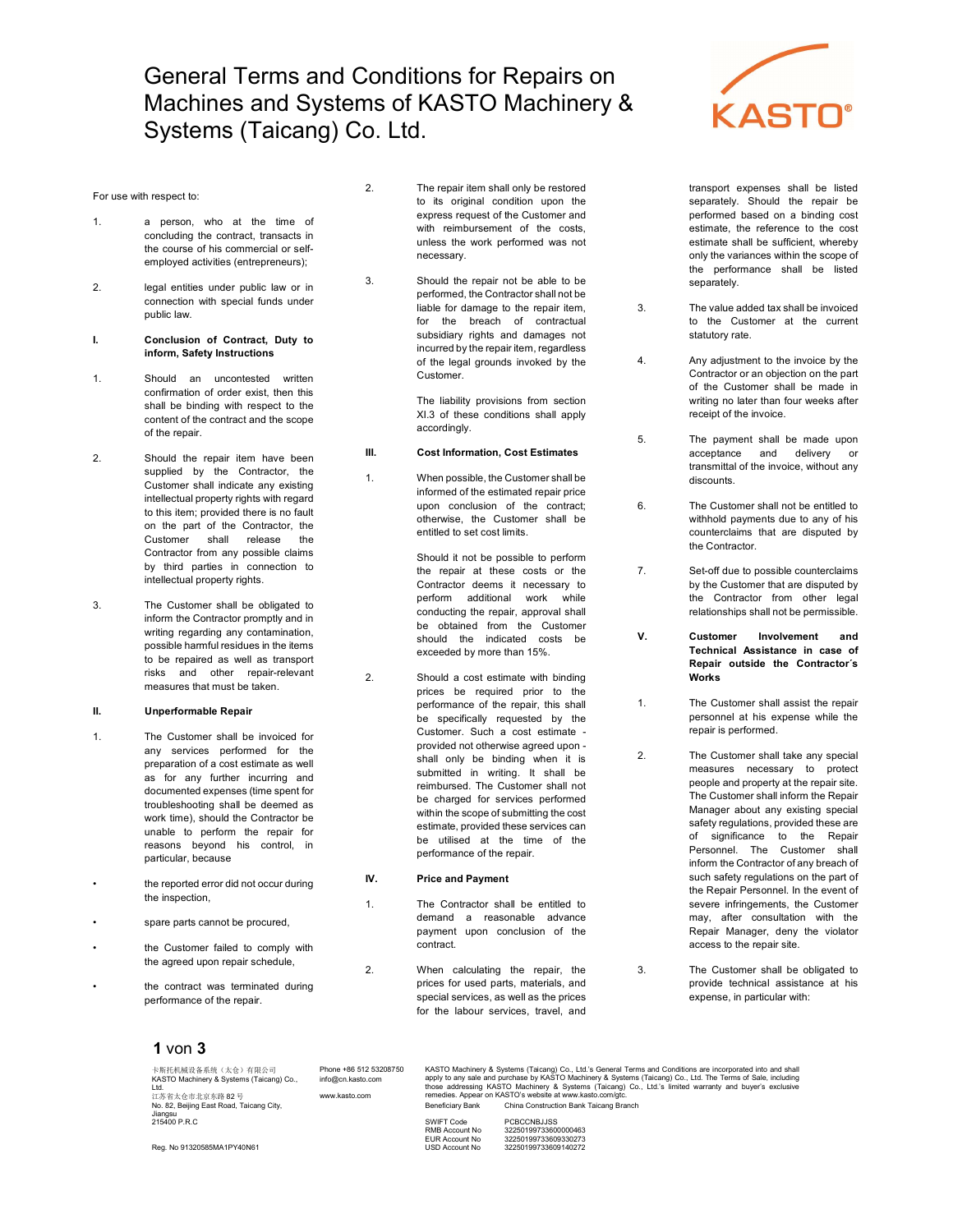# General Terms and Conditions for Repairs on Machines and Systems of KASTO Machinery & Systems (Taicang) Co. Ltd.

For use with respect to:

1. a person, who at the time of concluding the contract, transacts in the course of his commercial or self-employed activities (entrepreneurs);

2. legal entities under public law or in connection with special funds under public law.

## I. Conclusion of Contract, Duty to inform, Safety Instructions

1. Should an uncontested written confirmation of order exist, then this shall be binding with respect to the content of the contract and the scope of the repair.

2. Should the repair item have been supplied by the Contractor, the Customer shall indicate any existing intellectual property rights with regard to this item; provided there is no fault on the part of the Contractor, the Customer shall release the Contractor from any possible claims by third parties in connection to intellectual property rights.

3. The Customer shall be obligated to inform the Contractor promptly and in writing regarding any contamination, possible harmful residues in the items to be repaired as well as transport risks and other repair-relevant measures that must be taken.

## II. Unperformable Repair

1. The Customer shall be invoiced for any services performed for the preparation of a cost estimate as well as for any further incurring and documented expenses (time spent for troubleshooting shall be deemed as work time), should the Contractor be unable to perform the repair for reasons beyond his control, in particular, because

- the reported error did not occur during the inspection,
- spare parts cannot be procured,
- the Customer failed to comply with the agreed upon repair schedule,
- the contract was terminated during performance of the repair.

2. The repair item shall only be restored to its original condition upon the express request of the Customer and with reimbursement of the costs, unless the work performed was not necessary.

3. Should the repair not be able to be performed, the Contractor shall not be liable for damage to the repair item, for the breach of contractual subsidiary rights and damages not incurred by the repair item, regardless of the legal grounds invoked by the Customer.

   The liability provisions from section XI.3 of these conditions shall apply accordingly.

## III. Cost Information, Cost Estimates

1. When possible, the Customer shall be informed of the estimated repair price upon conclusion of the contract; otherwise, the Customer shall be entitled to set cost limits.

   Should it not be possible to perform the repair at these costs or the Contractor deems it necessary to perform additional work while conducting the repair, approval shall be obtained from the Customer should the indicated costs be exceeded by more than 15%.

2. Should a cost estimate with binding prices be required prior to the performance of the repair, this shall be specifically requested by the Customer. Such a cost estimate - provided not otherwise agreed upon - shall only be binding when it is submitted in writing. It shall be reimbursed. The Customer shall not be charged for services performed within the scope of submitting the cost estimate, provided these services can be utilised at the time of the performance of the repair.

## IV. Price and Payment

1. The Contractor shall be entitled to demand a reasonable advance payment upon conclusion of the contract.

2. When calculating the repair, the prices for used parts, materials, and special services, as well as the prices for the labour services, travel, and transport expenses shall be listed separately. Should the repair be performed based on a binding cost estimate, the reference to the cost estimate shall be sufficient, whereby only the variances within the scope of the performance shall be listed separately.

3. The value added tax shall be invoiced to the Customer at the current statutory rate.

4. Any adjustment to the invoice by the Contractor or an objection on the part of the Customer shall be made in writing no later than four weeks after receipt of the invoice.

5. The payment shall be made upon acceptance and delivery or transmittal of the invoice, without any discounts.

6. The Customer shall not be entitled to withhold payments due to any of his counterclaims that are disputed by the Contractor.

7. Set-off due to possible counterclaims by the Customer that are disputed by the Contractor from other legal relationships shall not be permissible.

## V. Customer Involvement and Technical Assistance in case of Repair outside the Contractor´s Works

1. The Customer shall assist the repair personnel at his expense while the repair is performed.

2. The Customer shall take any special measures necessary to protect people and property at the repair site. The Customer shall inform the Repair Manager about any existing special safety regulations, provided these are of significance to the Repair Personnel. The Customer shall inform the Contractor of any breach of such safety regulations on the part of the Repair Personnel. In the event of severe infringements, the Customer may, after consultation with the Repair Manager, deny the violator access to the repair site.

3. The Customer shall be obligated to provide technical assistance at his expense, in particular with:

---

卡斯托机械设备系统（太仓）有限公司
KASTO Machinery & Systems (Taicang) Co., Ltd.
江苏省太仓市北京东路 82 号
No. 82, Beijing East Road, Taicang City, Jiangsu
215400 P.R.C

Reg. No 91320585MA1PY40N61

Phone +86 512 53208750
info@cn.kasto.com

www.kasto.com

KASTO Machinery & Systems (Taicang) Co., Ltd.'s General Terms and Conditions are incorporated into and shall apply to any sale and purchase by KASTO Machinery & Systems (Taicang) Co., Ltd. The Terms of Sale, including those addressing KASTO Machinery & Systems (Taicang) Co., Ltd.'s limited warranty and buyer's exclusive remedies. Appear on KASTO's website at www.kasto.com/gtc.

| | |
|---|---|
| Beneficiary Bank | China Construction Bank Taicang Branch |
| SWIFT Code | PCBCCNBJJSS |
| RMB Account No | 32250199733600000463 |
| EUR Account No | 32250199733609330273 |
| USD Account No | 32250199733609140272 |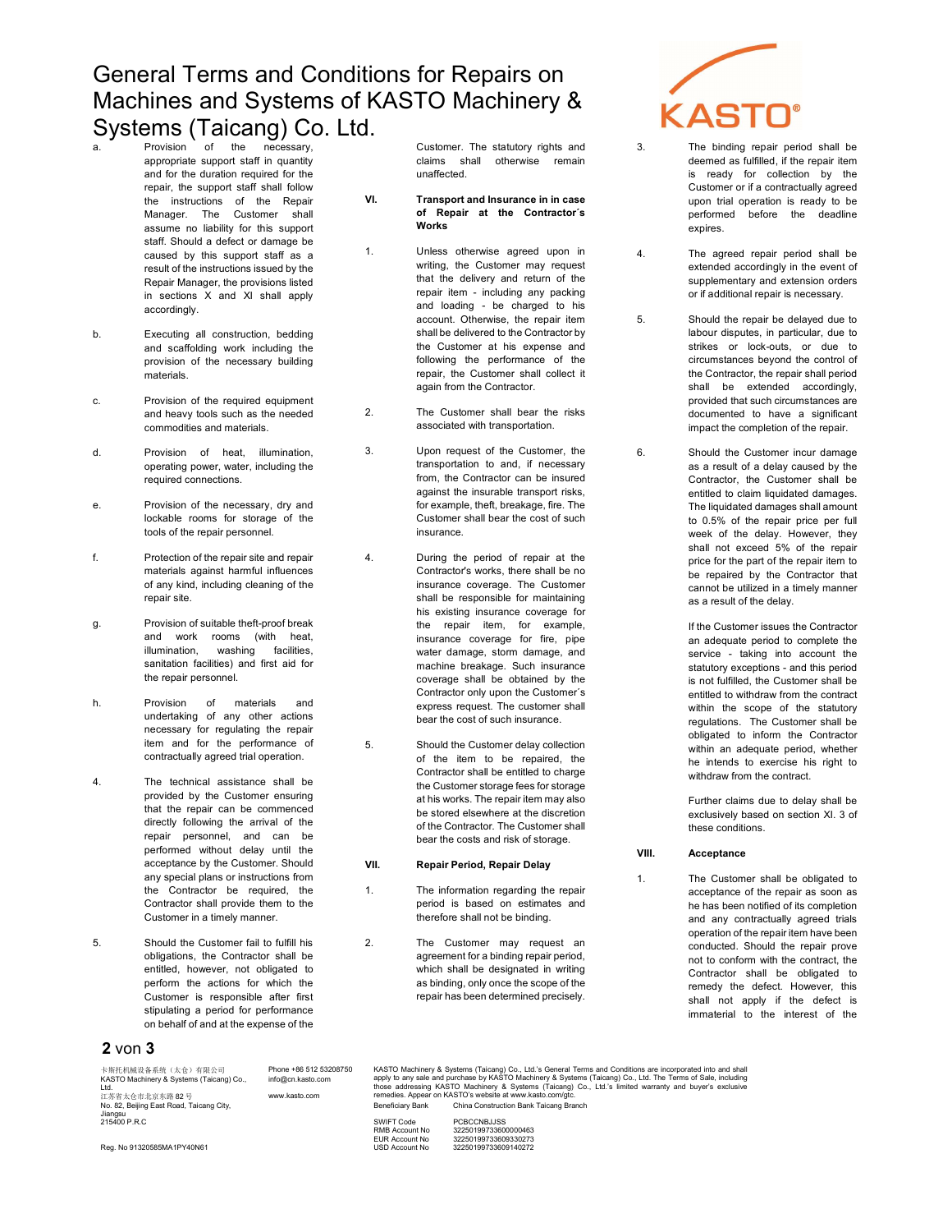# General Terms and Conditions for Repairs on Machines and Systems of KASTO Machinery & Systems (Taicang) Co. Ltd.

a. Provision of the necessary, appropriate support staff in quantity and for the duration required for the repair, the support staff shall follow the instructions of the Repair Manager. The Customer shall assume no liability for this support staff. Should a defect or damage be caused by this support staff as a result of the instructions issued by the Repair Manager, the provisions listed in sections X and XI shall apply accordingly.

b. Executing all construction, bedding and scaffolding work including the provision of the necessary building materials.

c. Provision of the required equipment and heavy tools such as the needed commodities and materials.

d. Provision of heat, illumination, operating power, water, including the required connections.

e. Provision of the necessary, dry and lockable rooms for storage of the tools of the repair personnel.

f. Protection of the repair site and repair materials against harmful influences of any kind, including cleaning of the repair site.

g. Provision of suitable theft-proof break and work rooms (with heat, illumination, washing facilities, sanitation facilities) and first aid for the repair personnel.

h. Provision of materials and undertaking of any other actions necessary for regulating the repair item and for the performance of contractually agreed trial operation.

4. The technical assistance shall be provided by the Customer ensuring that the repair can be commenced directly following the arrival of the repair personnel, and can be performed without delay until the acceptance by the Customer. Should any special plans or instructions from the Contractor be required, the Contractor shall provide them to the Customer in a timely manner.

5. Should the Customer fail to fulfill his obligations, the Contractor shall be entitled, however, not obligated to perform the actions for which the Customer is responsible after first stipulating a period for performance on behalf of and at the expense of the Customer. The statutory rights and claims shall otherwise remain unaffected.

## VI. Transport and Insurance in in case of Repair at the Contractor´s Works

1. Unless otherwise agreed upon in writing, the Customer may request that the delivery and return of the repair item - including any packing and loading - be charged to his account. Otherwise, the repair item shall be delivered to the Contractor by the Customer at his expense and following the performance of the repair, the Customer shall collect it again from the Contractor.

2. The Customer shall bear the risks associated with transportation.

3. Upon request of the Customer, the transportation to and, if necessary from, the Contractor can be insured against the insurable transport risks, for example, theft, breakage, fire. The Customer shall bear the cost of such insurance.

4. During the period of repair at the Contractor's works, there shall be no insurance coverage. The Customer shall be responsible for maintaining his existing insurance coverage for the repair item, for example, insurance coverage for fire, pipe water damage, storm damage, and machine breakage. Such insurance coverage shall be obtained by the Contractor only upon the Customer´s express request. The customer shall bear the cost of such insurance.

5. Should the Customer delay collection of the item to be repaired, the Contractor shall be entitled to charge the Customer storage fees for storage at his works. The repair item may also be stored elsewhere at the discretion of the Contractor. The Customer shall bear the costs and risk of storage.

## VII. Repair Period, Repair Delay

1. The information regarding the repair period is based on estimates and therefore shall not be binding.

2. The Customer may request an agreement for a binding repair period, which shall be designated in writing as binding, only once the scope of the repair has been determined precisely.

3. The binding repair period shall be deemed as fulfilled, if the repair item is ready for collection by the Customer or if a contractually agreed upon trial operation is ready to be performed before the deadline expires.

4. The agreed repair period shall be extended accordingly in the event of supplementary and extension orders or if additional repair is necessary.

5. Should the repair be delayed due to labour disputes, in particular, due to strikes or lock-outs, or due to circumstances beyond the control of the Contractor, the repair shall period shall be extended accordingly, provided that such circumstances are documented to have a significant impact the completion of the repair.

6. Should the Customer incur damage as a result of a delay caused by the Contractor, the Customer shall be entitled to claim liquidated damages. The liquidated damages shall amount to 0.5% of the repair price per full week of the delay. However, they shall not exceed 5% of the repair price for the part of the repair item to be repaired by the Contractor that cannot be utilized in a timely manner as a result of the delay.

If the Customer issues the Contractor an adequate period to complete the service - taking into account the statutory exceptions - and this period is not fulfilled, the Customer shall be entitled to withdraw from the contract within the scope of the statutory regulations. The Customer shall be obligated to inform the Contractor within an adequate period, whether he intends to exercise his right to withdraw from the contract.

Further claims due to delay shall be exclusively based on section XI. 3 of these conditions.

## VIII. Acceptance

1. The Customer shall be obligated to acceptance of the repair as soon as he has been notified of its completion and any contractually agreed trials operation of the repair item have been conducted. Should the repair prove not to conform with the contract, the Contractor shall be obligated to remedy the defect. However, this shall not apply if the defect is immaterial to the interest of the

卡斯托机械设备系统（太仓）有限公司
KASTO Machinery & Systems (Taicang) Co., Ltd.
江苏省太仓市北京东路 82 号
No. 82, Beijing East Road, Taicang City, Jiangsu
215400 P.R.C

Reg. No 91320585MA1PY40N61

Phone +86 512 53208750
info@cn.kasto.com
www.kasto.com

KASTO Machinery & Systems (Taicang) Co., Ltd.'s General Terms and Conditions are incorporated into and shall apply to any sale and purchase by KASTO Machinery & Systems (Taicang) Co., Ltd. The Terms of Sale, including those addressing KASTO Machinery & Systems (Taicang) Co., Ltd.'s limited warranty and buyer's exclusive remedies. Appear on KASTO's website at www.kasto.com/gtc.

| | |
|---|---|
| Beneficiary Bank | China Construction Bank Taicang Branch |
| SWIFT Code | PCBCCNBJJSS |
| RMB Account No | 32250199733600000463 |
| EUR Account No | 32250199733609330273 |
| USD Account No | 32250199733609140272 |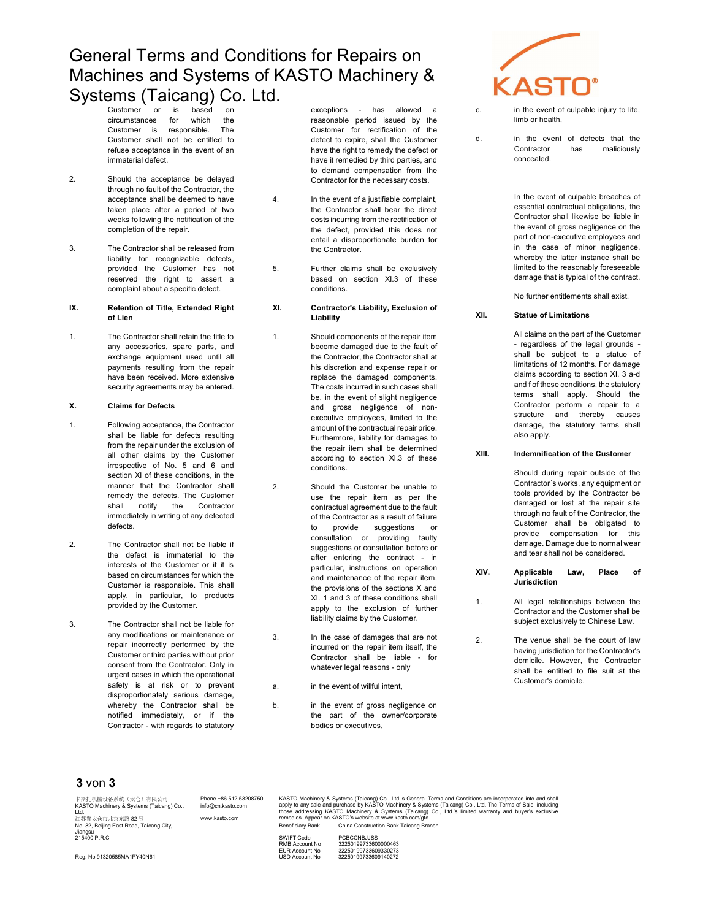# General Terms and Conditions for Repairs on Machines and Systems of KASTO Machinery & Systems (Taicang) Co. Ltd.

Customer or is based on circumstances for which the Customer is responsible. The Customer shall not be entitled to refuse acceptance in the event of an immaterial defect.

2. Should the acceptance be delayed through no fault of the Contractor, the acceptance shall be deemed to have taken place after a period of two weeks following the notification of the completion of the repair.

3. The Contractor shall be released from liability for recognizable defects, provided the Customer has not reserved the right to assert a complaint about a specific defect.

## IX. Retention of Title, Extended Right of Lien

1. The Contractor shall retain the title to any accessories, spare parts, and exchange equipment used until all payments resulting from the repair have been received. More extensive security agreements may be entered.

## X. Claims for Defects

1. Following acceptance, the Contractor shall be liable for defects resulting from the repair under the exclusion of all other claims by the Customer irrespective of No. 5 and 6 and section XI of these conditions, in the manner that the Contractor shall remedy the defects. The Customer shall notify the Contractor immediately in writing of any detected defects.

2. The Contractor shall not be liable if the defect is immaterial to the interests of the Customer or if it is based on circumstances for which the Customer is responsible. This shall apply, in particular, to products provided by the Customer.

3. The Contractor shall not be liable for any modifications or maintenance or repair incorrectly performed by the Customer or third parties without prior consent from the Contractor. Only in urgent cases in which the operational safety is at risk or to prevent disproportionately serious damage, whereby the Contractor shall be notified immediately, or if the Contractor - with regards to statutory exceptions - has allowed a reasonable period issued by the Customer for rectification of the defect to expire, shall the Customer have the right to remedy the defect or have it remedied by third parties, and to demand compensation from the Contractor for the necessary costs.

4. In the event of a justifiable complaint, the Contractor shall bear the direct costs incurring from the rectification of the defect, provided this does not entail a disproportionate burden for the Contractor.

5. Further claims shall be exclusively based on section XI.3 of these conditions.

## XI. Contractor's Liability, Exclusion of Liability

1. Should components of the repair item become damaged due to the fault of the Contractor, the Contractor shall at his discretion and expense repair or replace the damaged components. The costs incurred in such cases shall be, in the event of slight negligence and gross negligence of non-executive employees, limited to the amount of the contractual repair price. Furthermore, liability for damages to the repair item shall be determined according to section XI.3 of these conditions.

2. Should the Customer be unable to use the repair item as per the contractual agreement due to the fault of the Contractor as a result of failure to provide suggestions or consultation or providing faulty suggestions or consultation before or after entering the contract - in particular, instructions on operation and maintenance of the repair item, the provisions of the sections X and XI. 1 and 3 of these conditions shall apply to the exclusion of further liability claims by the Customer.

3. In the case of damages that are not incurred on the repair item itself, the Contractor shall be liable - for whatever legal reasons - only

a. in the event of willful intent,

b. in the event of gross negligence on the part of the owner/corporate bodies or executives,

c. in the event of culpable injury to life, limb or health,

d. in the event of defects that the Contractor has maliciously concealed.

In the event of culpable breaches of essential contractual obligations, the Contractor shall likewise be liable in the event of gross negligence on the part of non-executive employees and in the case of minor negligence, whereby the latter instance shall be limited to the reasonably foreseeable damage that is typical of the contract.

No further entitlements shall exist.

## XII. Statue of Limitations

All claims on the part of the Customer - regardless of the legal grounds - shall be subject to a statue of limitations of 12 months. For damage claims according to section XI. 3 a-d and f of these conditions, the statutory terms shall apply. Should the Contractor perform a repair to a structure and thereby causes damage, the statutory terms shall also apply.

## XIII. Indemnification of the Customer

Should during repair outside of the Contractor´s works, any equipment or tools provided by the Contractor be damaged or lost at the repair site through no fault of the Contractor, the Customer shall be obligated to provide compensation for this damage. Damage due to normal wear and tear shall not be considered.

## XIV. Applicable Law, Place of Jurisdiction

1. All legal relationships between the Contractor and the Customer shall be subject exclusively to Chinese Law.

2. The venue shall be the court of law having jurisdiction for the Contractor's domicile. However, the Contractor shall be entitled to file suit at the Customer's domicile.

卡斯托机械设备系统（太仓）有限公司
KASTO Machinery & Systems (Taicang) Co., Ltd.
江苏省太仓市北京东路 82 号
No. 82, Beijing East Road, Taicang City, Jiangsu
215400 P.R.C

Reg. No 91320585MA1PY40N61

Phone +86 512 53208750
info@cn.kasto.com
www.kasto.com

KASTO Machinery & Systems (Taicang) Co., Ltd.'s General Terms and Conditions are incorporated into and shall apply to any sale and purchase by KASTO Machinery & Systems (Taicang) Co., Ltd. The Terms of Sale, including those addressing KASTO Machinery & Systems (Taicang) Co., Ltd.'s limited warranty and buyer's exclusive remedies. Appear on KASTO's website at www.kasto.com/gtc.

| | |
|---|---|
| Beneficiary Bank | China Construction Bank Taicang Branch |
| SWIFT Code | PCBCCNBJJSS |
| RMB Account No | 32250199733600000463 |
| EUR Account No | 32250199733609330273 |
| USD Account No | 32250199733609140272 |